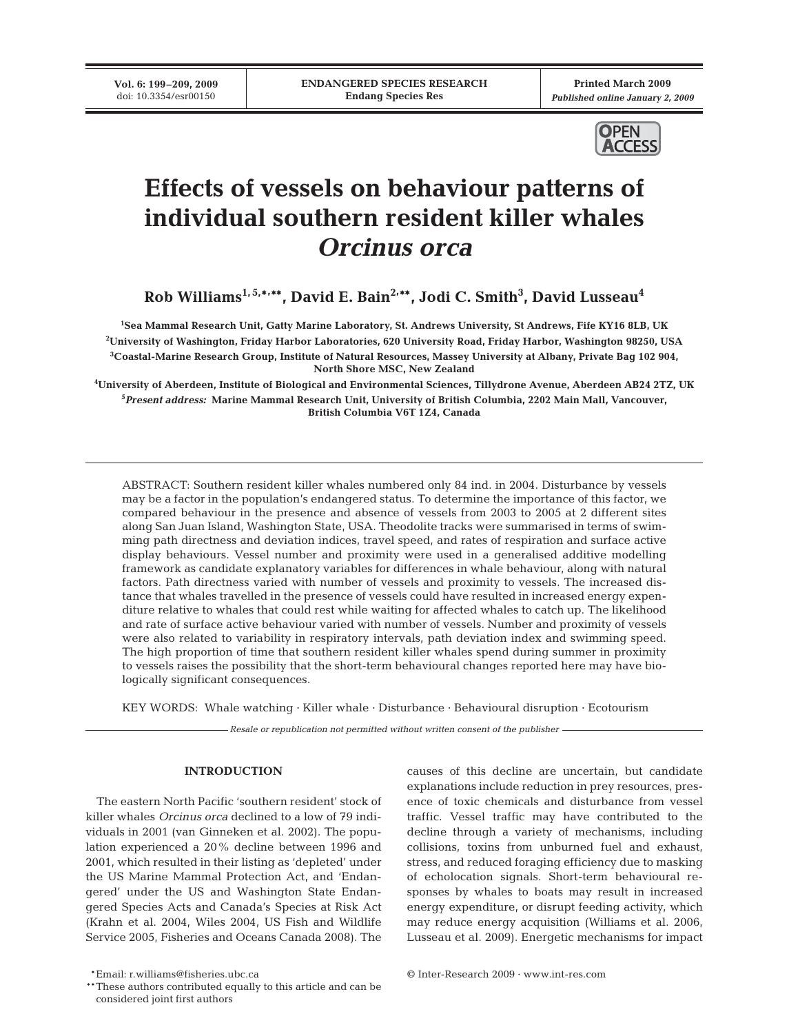# Effects of vessels on behaviour patterns of individual southern resident killer whales *Orcinus orca*

**Rob Williams[1,5,\*,\*\*], David E. Bain[2,\*\*], Jodi C. Smith[3], David Lusseau[4]**

[1]Sea Mammal Research Unit, Gatty Marine Laboratory, St. Andrews University, St Andrews, Fife KY16 8LB, UK

[2]University of Washington, Friday Harbor Laboratories, 620 University Road, Friday Harbor, Washington 98250, USA

[3]Coastal-Marine Research Group, Institute of Natural Resources, Massey University at Albany, Private Bag 102 904, North Shore MSC, New Zealand

[4]University of Aberdeen, Institute of Biological and Environmental Sciences, Tillydrone Avenue, Aberdeen AB24 2TZ, UK

[5]*Present address:* Marine Mammal Research Unit, University of British Columbia, 2202 Main Mall, Vancouver, British Columbia V6T 1Z4, Canada

ABSTRACT: Southern resident killer whales numbered only 84 ind. in 2004. Disturbance by vessels may be a factor in the population's endangered status. To determine the importance of this factor, we compared behaviour in the presence and absence of vessels from 2003 to 2005 at 2 different sites along San Juan Island, Washington State, USA. Theodolite tracks were summarised in terms of swimming path directness and deviation indices, travel speed, and rates of respiration and surface active display behaviours. Vessel number and proximity were used in a generalised additive modelling framework as candidate explanatory variables for differences in whale behaviour, along with natural factors. Path directness varied with number of vessels and proximity to vessels. The increased distance that whales travelled in the presence of vessels could have resulted in increased energy expenditure relative to whales that could rest while waiting for affected whales to catch up. The likelihood and rate of surface active behaviour varied with number of vessels. Number and proximity of vessels were also related to variability in respiratory intervals, path deviation index and swimming speed. The high proportion of time that southern resident killer whales spend during summer in proximity to vessels raises the possibility that the short-term behavioural changes reported here may have biologically significant consequences.

KEY WORDS: Whale watching · Killer whale · Disturbance · Behavioural disruption · Ecotourism

*Resale or republication not permitted without written consent of the publisher*

## INTRODUCTION

The eastern North Pacific 'southern resident' stock of killer whales *Orcinus orca* declined to a low of 79 individuals in 2001 (van Ginneken et al. 2002). The population experienced a 20% decline between 1996 and 2001, which resulted in their listing as 'depleted' under the US Marine Mammal Protection Act, and 'Endangered' under the US and Washington State Endangered Species Acts and Canada's Species at Risk Act (Krahn et al. 2004, Wiles 2004, US Fish and Wildlife Service 2005, Fisheries and Oceans Canada 2008). The causes of this decline are uncertain, but candidate explanations include reduction in prey resources, presence of toxic chemicals and disturbance from vessel traffic. Vessel traffic may have contributed to the decline through a variety of mechanisms, including collisions, toxins from unburned fuel and exhaust, stress, and reduced foraging efficiency due to masking of echolocation signals. Short-term behavioural responses by whales to boats may result in increased energy expenditure, or disrupt feeding activity, which may reduce energy acquisition (Williams et al. 2006, Lusseau et al. 2009). Energetic mechanisms for impact

\*Email: r.williams@fisheries.ubc.ca

\*\*These authors contributed equally to this article and can be considered joint first authors

© Inter-Research 2009 · www.int-res.com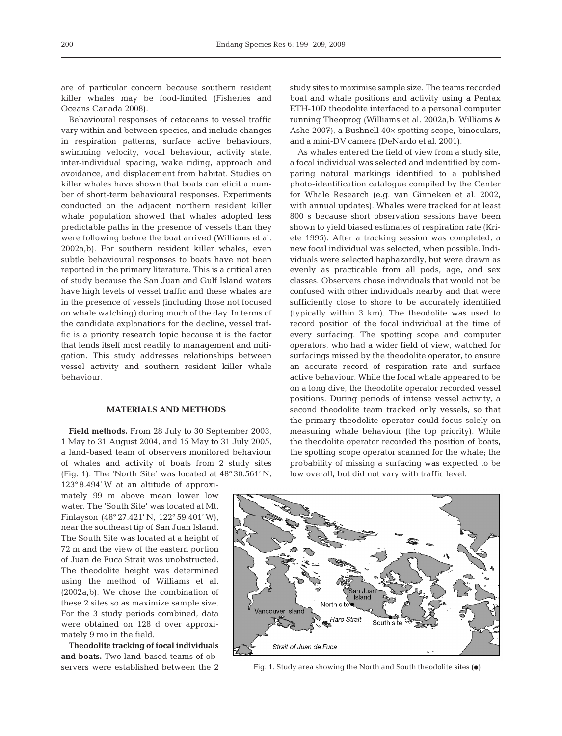are of particular concern because southern resident killer whales may be food-limited (Fisheries and Oceans Canada 2008).

Behavioural responses of cetaceans to vessel traffic vary within and between species, and include changes in respiration patterns, surface active behaviours, swimming velocity, vocal behaviour, activity state, inter-individual spacing, wake riding, approach and avoidance, and displacement from habitat. Studies on killer whales have shown that boats can elicit a number of short-term behavioural responses. Experiments conducted on the adjacent northern resident killer whale population showed that whales adopted less predictable paths in the presence of vessels than they were following before the boat arrived (Williams et al. 2002a,b). For southern resident killer whales, even subtle behavioural responses to boats have not been reported in the primary literature. This is a critical area of study because the San Juan and Gulf Island waters have high levels of vessel traffic and these whales are in the presence of vessels (including those not focused on whale watching) during much of the day. In terms of the candidate explanations for the decline, vessel traffic is a priority research topic because it is the factor that lends itself most readily to management and mitigation. This study addresses relationships between vessel activity and southern resident killer whale behaviour.

## MATERIALS AND METHODS

**Field methods.** From 28 July to 30 September 2003, 1 May to 31 August 2004, and 15 May to 31 July 2005, a land-based team of observers monitored behaviour of whales and activity of boats from 2 study sites (Fig. 1). The 'North Site' was located at 48° 30.561′ N, 123° 8.494′ W at an altitude of approximately 99 m above mean lower low water. The 'South Site' was located at Mt. Finlayson (48° 27.421′ N, 122° 59.401′ W), near the southeast tip of San Juan Island. The South Site was located at a height of 72 m and the view of the eastern portion of Juan de Fuca Strait was unobstructed. The theodolite height was determined using the method of Williams et al. (2002a,b). We chose the combination of these 2 sites so as maximize sample size. For the 3 study periods combined, data were obtained on 128 d over approximately 9 mo in the field.

**Theodolite tracking of focal individuals and boats.** Two land-based teams of observers were established between the 2 study sites to maximise sample size. The teams recorded boat and whale positions and activity using a Pentax ETH-10D theodolite interfaced to a personal computer running Theoprog (Williams et al. 2002a,b, Williams & Ashe 2007), a Bushnell 40× spotting scope, binoculars, and a mini-DV camera (DeNardo et al. 2001).

As whales entered the field of view from a study site, a focal individual was selected and indentified by comparing natural markings identified to a published photo-identification catalogue compiled by the Center for Whale Research (e.g. van Ginneken et al. 2002, with annual updates). Whales were tracked for at least 800 s because short observation sessions have been shown to yield biased estimates of respiration rate (Kriete 1995). After a tracking session was completed, a new focal individual was selected, when possible. Individuals were selected haphazardly, but were drawn as evenly as practicable from all pods, age, and sex classes. Observers chose individuals that would not be confused with other individuals nearby and that were sufficiently close to shore to be accurately identified (typically within 3 km). The theodolite was used to record position of the focal individual at the time of every surfacing. The spotting scope and computer operators, who had a wider field of view, watched for surfacings missed by the theodolite operator, to ensure an accurate record of respiration rate and surface active behaviour. While the focal whale appeared to be on a long dive, the theodolite operator recorded vessel positions. During periods of intense vessel activity, a second theodolite team tracked only vessels, so that the primary theodolite operator could focus solely on measuring whale behaviour (the top priority). While the theodolite operator recorded the position of boats, the spotting scope operator scanned for the whale; the probability of missing a surfacing was expected to be low overall, but did not vary with traffic level.

Fig. 1. Study area showing the North and South theodolite sites (●)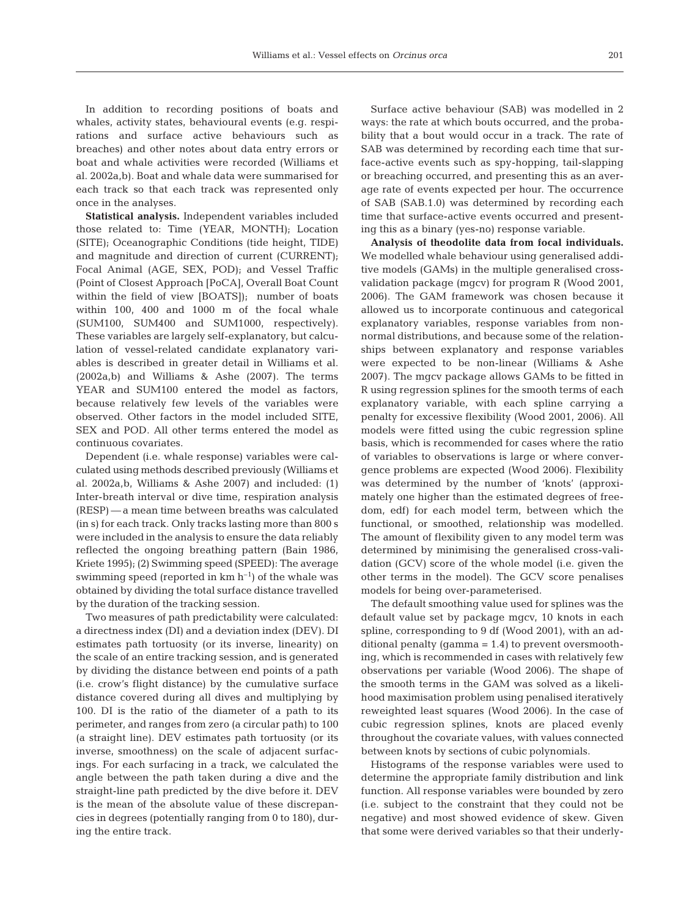In addition to recording positions of boats and whales, activity states, behavioural events (e.g. respirations and surface active behaviours such as breaches) and other notes about data entry errors or boat and whale activities were recorded (Williams et al. 2002a,b). Boat and whale data were summarised for each track so that each track was represented only once in the analyses.

**Statistical analysis.** Independent variables included those related to: Time (YEAR, MONTH); Location (SITE); Oceanographic Conditions (tide height, TIDE) and magnitude and direction of current (CURRENT); Focal Animal (AGE, SEX, POD); and Vessel Traffic (Point of Closest Approach [PoCA], Overall Boat Count within the field of view [BOATS]); number of boats within 100, 400 and 1000 m of the focal whale (SUM100, SUM400 and SUM1000, respectively). These variables are largely self-explanatory, but calculation of vessel-related candidate explanatory variables is described in greater detail in Williams et al. (2002a,b) and Williams & Ashe (2007). The terms YEAR and SUM100 entered the model as factors, because relatively few levels of the variables were observed. Other factors in the model included SITE, SEX and POD. All other terms entered the model as continuous covariates.

Dependent (i.e. whale response) variables were calculated using methods described previously (Williams et al. 2002a,b, Williams & Ashe 2007) and included: (1) Inter-breath interval or dive time, respiration analysis (RESP) — a mean time between breaths was calculated (in s) for each track. Only tracks lasting more than 800 s were included in the analysis to ensure the data reliably reflected the ongoing breathing pattern (Bain 1986, Kriete 1995); (2) Swimming speed (SPEED): The average swimming speed (reported in km $h^{-1}$) of the whale was obtained by dividing the total surface distance travelled by the duration of the tracking session.

Two measures of path predictability were calculated: a directness index (DI) and a deviation index (DEV). DI estimates path tortuosity (or its inverse, linearity) on the scale of an entire tracking session, and is generated by dividing the distance between end points of a path (i.e. crow's flight distance) by the cumulative surface distance covered during all dives and multiplying by 100. DI is the ratio of the diameter of a path to its perimeter, and ranges from zero (a circular path) to 100 (a straight line). DEV estimates path tortuosity (or its inverse, smoothness) on the scale of adjacent surfacings. For each surfacing in a track, we calculated the angle between the path taken during a dive and the straight-line path predicted by the dive before it. DEV is the mean of the absolute value of these discrepancies in degrees (potentially ranging from 0 to 180), during the entire track.

Surface active behaviour (SAB) was modelled in 2 ways: the rate at which bouts occurred, and the probability that a bout would occur in a track. The rate of SAB was determined by recording each time that surface-active events such as spy-hopping, tail-slapping or breaching occurred, and presenting this as an average rate of events expected per hour. The occurrence of SAB (SAB.1.0) was determined by recording each time that surface-active events occurred and presenting this as a binary (yes-no) response variable.

**Analysis of theodolite data from focal individuals.** We modelled whale behaviour using generalised additive models (GAMs) in the multiple generalised cross-validation package (mgcv) for program R (Wood 2001, 2006). The GAM framework was chosen because it allowed us to incorporate continuous and categorical explanatory variables, response variables from non-normal distributions, and because some of the relationships between explanatory and response variables were expected to be non-linear (Williams & Ashe 2007). The mgcv package allows GAMs to be fitted in R using regression splines for the smooth terms of each explanatory variable, with each spline carrying a penalty for excessive flexibility (Wood 2001, 2006). All models were fitted using the cubic regression spline basis, which is recommended for cases where the ratio of variables to observations is large or where convergence problems are expected (Wood 2006). Flexibility was determined by the number of 'knots' (approximately one higher than the estimated degrees of freedom, edf) for each model term, between which the functional, or smoothed, relationship was modelled. The amount of flexibility given to any model term was determined by minimising the generalised cross-validation (GCV) score of the whole model (i.e. given the other terms in the model). The GCV score penalises models for being over-parameterised.

The default smoothing value used for splines was the default value set by package mgcv, 10 knots in each spline, corresponding to 9 df (Wood 2001), with an additional penalty (gamma = 1.4) to prevent oversmoothing, which is recommended in cases with relatively few observations per variable (Wood 2006). The shape of the smooth terms in the GAM was solved as a likelihood maximisation problem using penalised iteratively reweighted least squares (Wood 2006). In the case of cubic regression splines, knots are placed evenly throughout the covariate values, with values connected between knots by sections of cubic polynomials.

Histograms of the response variables were used to determine the appropriate family distribution and link function. All response variables were bounded by zero (i.e. subject to the constraint that they could not be negative) and most showed evidence of skew. Given that some were derived variables so that their underly-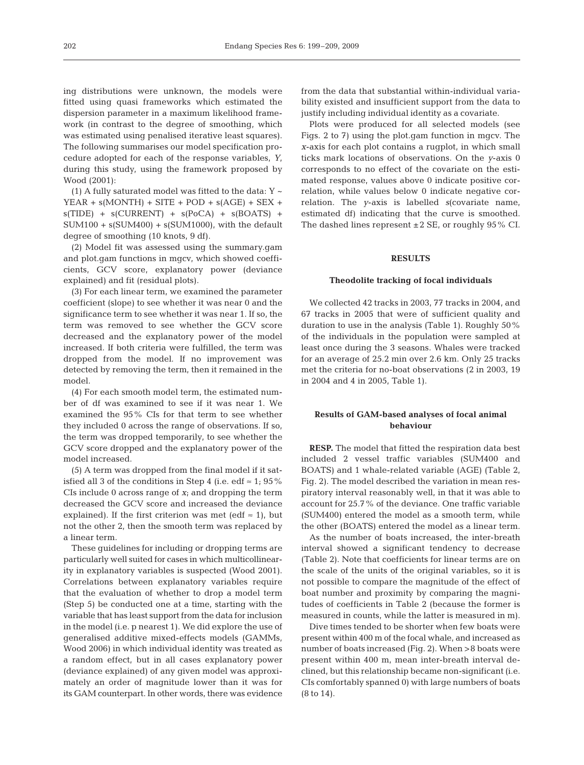ing distributions were unknown, the models were fitted using quasi frameworks which estimated the dispersion parameter in a maximum likelihood framework (in contrast to the degree of smoothing, which was estimated using penalised iterative least squares). The following summarises our model specification procedure adopted for each of the response variables, *Y*, during this study, using the framework proposed by Wood (2001):

(1) A fully saturated model was fitted to the data: Y ~ YEAR + s(MONTH) + SITE + POD + s(AGE) + SEX + s(TIDE) + s(CURRENT) + s(PoCA) + s(BOATS) + SUM100 + s(SUM400) + s(SUM1000), with the default degree of smoothing (10 knots, 9 df).

(2) Model fit was assessed using the summary.gam and plot.gam functions in mgcv, which showed coefficients, GCV score, explanatory power (deviance explained) and fit (residual plots).

(3) For each linear term, we examined the parameter coefficient (slope) to see whether it was near 0 and the significance term to see whether it was near 1. If so, the term was removed to see whether the GCV score decreased and the explanatory power of the model increased. If both criteria were fulfilled, the term was dropped from the model. If no improvement was detected by removing the term, then it remained in the model.

(4) For each smooth model term, the estimated number of df was examined to see if it was near 1. We examined the 95% CIs for that term to see whether they included 0 across the range of observations. If so, the term was dropped temporarily, to see whether the GCV score dropped and the explanatory power of the model increased.

(5) A term was dropped from the final model if it satisfied all 3 of the conditions in Step 4 (i.e. edf ≈ 1; 95% CIs include 0 across range of *x*; and dropping the term decreased the GCV score and increased the deviance explained). If the first criterion was met (edf ≈ 1), but not the other 2, then the smooth term was replaced by a linear term.

These guidelines for including or dropping terms are particularly well suited for cases in which multicollinearity in explanatory variables is suspected (Wood 2001). Correlations between explanatory variables require that the evaluation of whether to drop a model term (Step 5) be conducted one at a time, starting with the variable that has least support from the data for inclusion in the model (i.e. p nearest 1). We did explore the use of generalised additive mixed-effects models (GAMMs, Wood 2006) in which individual identity was treated as a random effect, but in all cases explanatory power (deviance explained) of any given model was approximately an order of magnitude lower than it was for its GAM counterpart. In other words, there was evidence from the data that substantial within-individual variability existed and insufficient support from the data to justify including individual identity as a covariate.

Plots were produced for all selected models (see Figs. 2 to 7) using the plot.gam function in mgcv. The *x*-axis for each plot contains a rugplot, in which small ticks mark locations of observations. On the *y*-axis 0 corresponds to no effect of the covariate on the estimated response, values above 0 indicate positive correlation, while values below 0 indicate negative correlation. The *y*-axis is labelled *s*(covariate name, estimated df) indicating that the curve is smoothed. The dashed lines represent ±2 SE, or roughly 95% CI.

## RESULTS

### Theodolite tracking of focal individuals

We collected 42 tracks in 2003, 77 tracks in 2004, and 67 tracks in 2005 that were of sufficient quality and duration to use in the analysis (Table 1). Roughly 50% of the individuals in the population were sampled at least once during the 3 seasons. Whales were tracked for an average of 25.2 min over 2.6 km. Only 25 tracks met the criteria for no-boat observations (2 in 2003, 19 in 2004 and 4 in 2005, Table 1).

### Results of GAM-based analyses of focal animal behaviour

**RESP.** The model that fitted the respiration data best included 2 vessel traffic variables (SUM400 and BOATS) and 1 whale-related variable (AGE) (Table 2, Fig. 2). The model described the variation in mean respiratory interval reasonably well, in that it was able to account for 25.7% of the deviance. One traffic variable (SUM400) entered the model as a smooth term, while the other (BOATS) entered the model as a linear term.

As the number of boats increased, the inter-breath interval showed a significant tendency to decrease (Table 2). Note that coefficients for linear terms are on the scale of the units of the original variables, so it is not possible to compare the magnitude of the effect of boat number and proximity by comparing the magnitudes of coefficients in Table 2 (because the former is measured in counts, while the latter is measured in m).

Dive times tended to be shorter when few boats were present within 400 m of the focal whale, and increased as number of boats increased (Fig. 2). When >8 boats were present within 400 m, mean inter-breath interval declined, but this relationship became non-significant (i.e. CIs comfortably spanned 0) with large numbers of boats (8 to 14).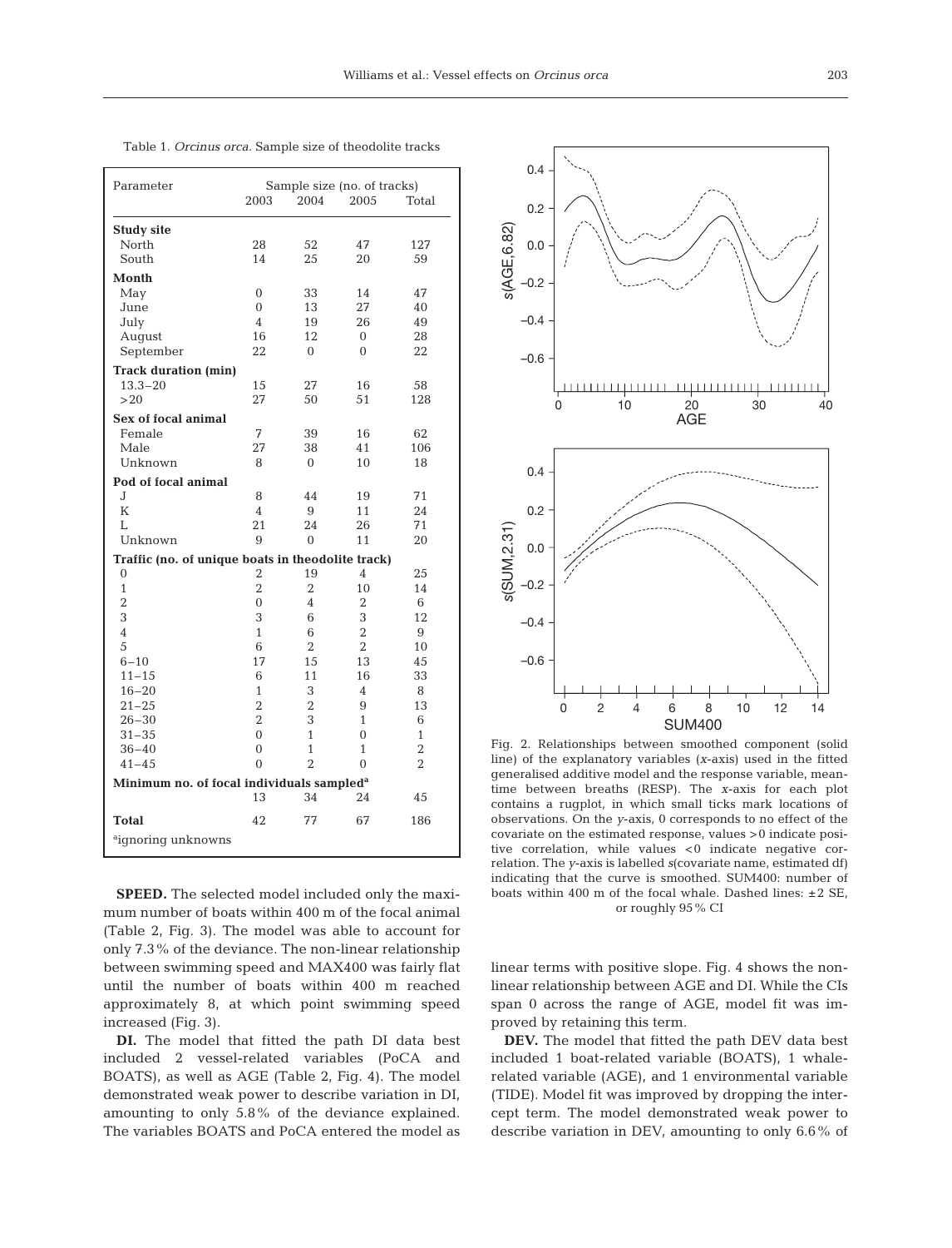Table 1. *Orcinus orca*. Sample size of theodolite tracks

| Parameter | Sample size (no. of tracks) | | | |
|---|---|---|---|---|
| | 2003 | 2004 | 2005 | Total |
| **Study site** | | | | |
| North | 28 | 52 | 47 | 127 |
| South | 14 | 25 | 20 | 59 |
| **Month** | | | | |
| May | 0 | 33 | 14 | 47 |
| June | 0 | 13 | 27 | 40 |
| July | 4 | 19 | 26 | 49 |
| August | 16 | 12 | 0 | 28 |
| September | 22 | 0 | 0 | 22 |
| **Track duration (min)** | | | | |
| 13.3–20 | 15 | 27 | 16 | 58 |
| >20 | 27 | 50 | 51 | 128 |
| **Sex of focal animal** | | | | |
| Female | 7 | 39 | 16 | 62 |
| Male | 27 | 38 | 41 | 106 |
| Unknown | 8 | 0 | 10 | 18 |
| **Pod of focal animal** | | | | |
| J | 8 | 44 | 19 | 71 |
| K | 4 | 9 | 11 | 24 |
| L | 21 | 24 | 26 | 71 |
| Unknown | 9 | 0 | 11 | 20 |
| **Traffic (no. of unique boats in theodolite track)** | | | | |
| 0 | 2 | 19 | 4 | 25 |
| 1 | 2 | 2 | 10 | 14 |
| 2 | 0 | 4 | 2 | 6 |
| 3 | 3 | 6 | 3 | 12 |
| 4 | 1 | 6 | 2 | 9 |
| 5 | 6 | 2 | 2 | 10 |
| 6–10 | 17 | 15 | 13 | 45 |
| 11–15 | 6 | 11 | 16 | 33 |
| 16–20 | 1 | 3 | 4 | 8 |
| 21–25 | 2 | 2 | 9 | 13 |
| 26–30 | 2 | 3 | 1 | 6 |
| 31–35 | 0 | 1 | 0 | 1 |
| 36–40 | 0 | 1 | 1 | 2 |
| 41–45 | 0 | 2 | 0 | 2 |
| **Minimum no. of focal individuals sampled[a]** | 13 | 34 | 24 | 45 |
| **Total** | 42 | 77 | 67 | 186 |

[a]ignoring unknowns

Fig. 2. Relationships between smoothed component (solid line) of the explanatory variables (*x*-axis) used in the fitted generalised additive model and the response variable, mean-time between breaths (RESP). The *x*-axis for each plot contains a rugplot, in which small ticks mark locations of observations. On the *y*-axis, 0 corresponds to no effect of the covariate on the estimated response, values >0 indicate positive correlation, while values <0 indicate negative correlation. The *y*-axis is labelled *s*(covariate name, estimated df) indicating that the curve is smoothed. SUM400: number of boats within 400 m of the focal whale. Dashed lines: ±2 SE, or roughly 95 % CI

**SPEED.** The selected model included only the maximum number of boats within 400 m of the focal animal (Table 2, Fig. 3). The model was able to account for only 7.3 % of the deviance. The non-linear relationship between swimming speed and MAX400 was fairly flat until the number of boats within 400 m reached approximately 8, at which point swimming speed increased (Fig. 3).

**DI.** The model that fitted the path DI data best included 2 vessel-related variables (PoCA and BOATS), as well as AGE (Table 2, Fig. 4). The model demonstrated weak power to describe variation in DI, amounting to only 5.8 % of the deviance explained. The variables BOATS and PoCA entered the model as linear terms with positive slope. Fig. 4 shows the non-linear relationship between AGE and DI. While the CIs span 0 across the range of AGE, model fit was improved by retaining this term.

**DEV.** The model that fitted the path DEV data best included 1 boat-related variable (BOATS), 1 whale-related variable (AGE), and 1 environmental variable (TIDE). Model fit was improved by dropping the intercept term. The model demonstrated weak power to describe variation in DEV, amounting to only 6.6 % of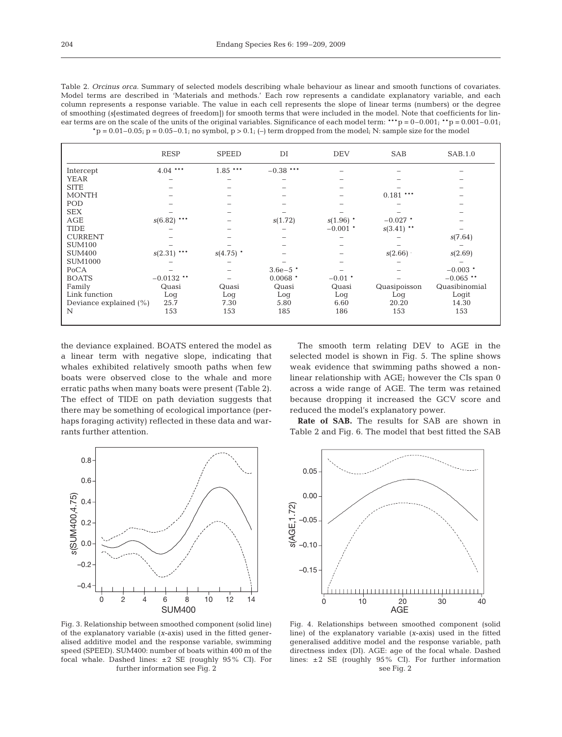Table 2. *Orcinus orca*. Summary of selected models describing whale behaviour as linear and smooth functions of covariates. Model terms are described in 'Materials and methods.' Each row represents a candidate explanatory variable, and each column represents a response variable. The value in each cell represents the slope of linear terms (numbers) or the degree of smoothing (*s*[estimated degrees of freedom]) for smooth terms that were included in the model. Note that coefficients for linear terms are on the scale of the units of the original variables. Significance of each model term: ***p = 0–0.001; **p = 0.001–0.01; *p = 0.01–0.05; p = 0.05–0.1; no symbol, p > 0.1; (–) term dropped from the model; N: sample size for the model

| | RESP | SPEED | DI | DEV | SAB | SAB.1.0 |
|---|---|---|---|---|---|---|
| Intercept | 4.04 *** | 1.85 *** | −0.38 *** | – | – | – |
| YEAR | – | – | – | – | – | – |
| SITE | – | – | – | – | – | – |
| MONTH | – | – | – | – | 0.181 *** | – |
| POD | – | – | – | – | – | – |
| SEX | – | – | – | – | – | – |
| AGE | *s*(6.82) *** | – | *s*(1.72) | *s*(1.96) * | −0.027 * | – |
| TIDE | – | – | – | −0.001 * | *s*(3.41) ** | – |
| CURRENT | – | – | – | – | – | *s*(7.64) |
| SUM100 | – | – | – | – | – | – |
| SUM400 | *s*(2.31) *** | *s*(4.75) * | – | – | *s*(2.66) · | *s*(2.69) |
| SUM1000 | – | – | – | – | – | – |
| PoCA | – | – | 3.6e−5 * | – | – | −0.003 * |
| BOATS | −0.0132 ** | – | 0.0068 * | −0.01 * | – | −0.065 ** |
| Family | Quasi | Quasi | Quasi | Quasi | Quasipoisson | Quasibinomial |
| Link function | Log | Log | Log | Log | Log | Logit |
| Deviance explained (%) | 25.7 | 7.30 | 5.80 | 6.60 | 20.20 | 14.30 |
| N | 153 | 153 | 185 | 186 | 153 | 153 |

the deviance explained. BOATS entered the model as a linear term with negative slope, indicating that whales exhibited relatively smooth paths when few boats were observed close to the whale and more erratic paths when many boats were present (Table 2). The effect of TIDE on path deviation suggests that there may be something of ecological importance (perhaps foraging activity) reflected in these data and warrants further attention.

The smooth term relating DEV to AGE in the selected model is shown in Fig. 5. The spline shows weak evidence that swimming paths showed a non-linear relationship with AGE; however the CIs span 0 across a wide range of AGE. The term was retained because dropping it increased the GCV score and reduced the model's explanatory power.

**Rate of SAB.** The results for SAB are shown in Table 2 and Fig. 6. The model that best fitted the SAB

Fig. 3. Relationship between smoothed component (solid line) of the explanatory variable (*x*-axis) used in the fitted generalised additive model and the response variable, swimming speed (SPEED). SUM400: number of boats within 400 m of the focal whale. Dashed lines: ±2 SE (roughly 95% CI). For further information see Fig. 2

Fig. 4. Relationships between smoothed component (solid line) of the explanatory variable (*x*-axis) used in the fitted generalised additive model and the response variable, path directness index (DI). AGE: age of the focal whale. Dashed lines: ±2 SE (roughly 95% CI). For further information see Fig. 2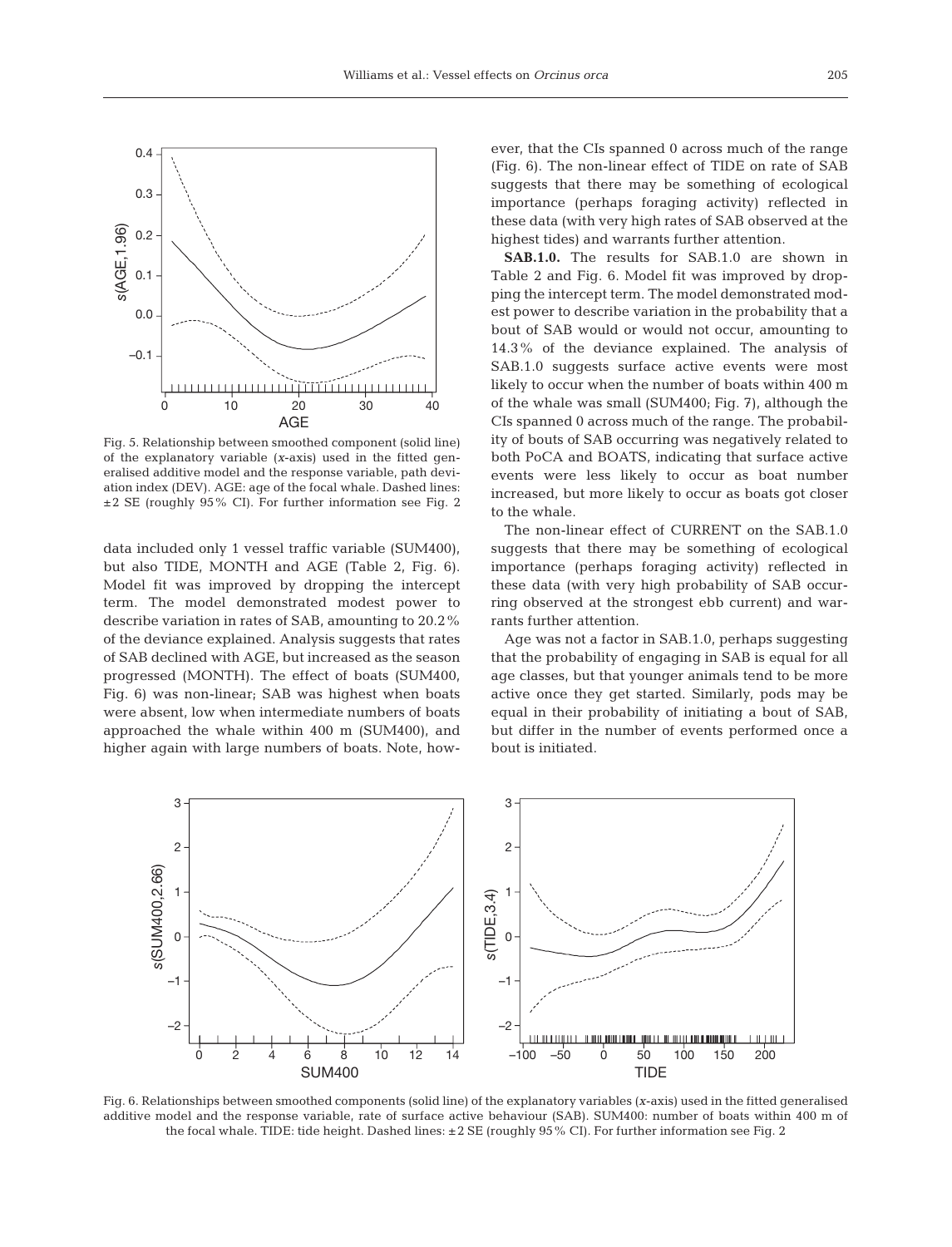Fig. 5. Relationship between smoothed component (solid line) of the explanatory variable (*x*-axis) used in the fitted generalised additive model and the response variable, path deviation index (DEV). AGE: age of the focal whale. Dashed lines: ±2 SE (roughly 95% CI). For further information see Fig. 2

data included only 1 vessel traffic variable (SUM400), but also TIDE, MONTH and AGE (Table 2, Fig. 6). Model fit was improved by dropping the intercept term. The model demonstrated modest power to describe variation in rates of SAB, amounting to 20.2% of the deviance explained. Analysis suggests that rates of SAB declined with AGE, but increased as the season progressed (MONTH). The effect of boats (SUM400, Fig. 6) was non-linear; SAB was highest when boats were absent, low when intermediate numbers of boats approached the whale within 400 m (SUM400), and higher again with large numbers of boats. Note, however, that the CIs spanned 0 across much of the range (Fig. 6). The non-linear effect of TIDE on rate of SAB suggests that there may be something of ecological importance (perhaps foraging activity) reflected in these data (with very high rates of SAB observed at the highest tides) and warrants further attention.

**SAB.1.0.** The results for SAB.1.0 are shown in Table 2 and Fig. 6. Model fit was improved by dropping the intercept term. The model demonstrated modest power to describe variation in the probability that a bout of SAB would or would not occur, amounting to 14.3% of the deviance explained. The analysis of SAB.1.0 suggests surface active events were most likely to occur when the number of boats within 400 m of the whale was small (SUM400; Fig. 7), although the CIs spanned 0 across much of the range. The probability of bouts of SAB occurring was negatively related to both PoCA and BOATS, indicating that surface active events were less likely to occur as boat number increased, but more likely to occur as boats got closer to the whale.

The non-linear effect of CURRENT on the SAB.1.0 suggests that there may be something of ecological importance (perhaps foraging activity) reflected in these data (with very high probability of SAB occurring observed at the strongest ebb current) and warrants further attention.

Age was not a factor in SAB.1.0, perhaps suggesting that the probability of engaging in SAB is equal for all age classes, but that younger animals tend to be more active once they get started. Similarly, pods may be equal in their probability of initiating a bout of SAB, but differ in the number of events performed once a bout is initiated.

Fig. 6. Relationships between smoothed components (solid line) of the explanatory variables (*x*-axis) used in the fitted generalised additive model and the response variable, rate of surface active behaviour (SAB). SUM400: number of boats within 400 m of the focal whale. TIDE: tide height. Dashed lines: ±2 SE (roughly 95% CI). For further information see Fig. 2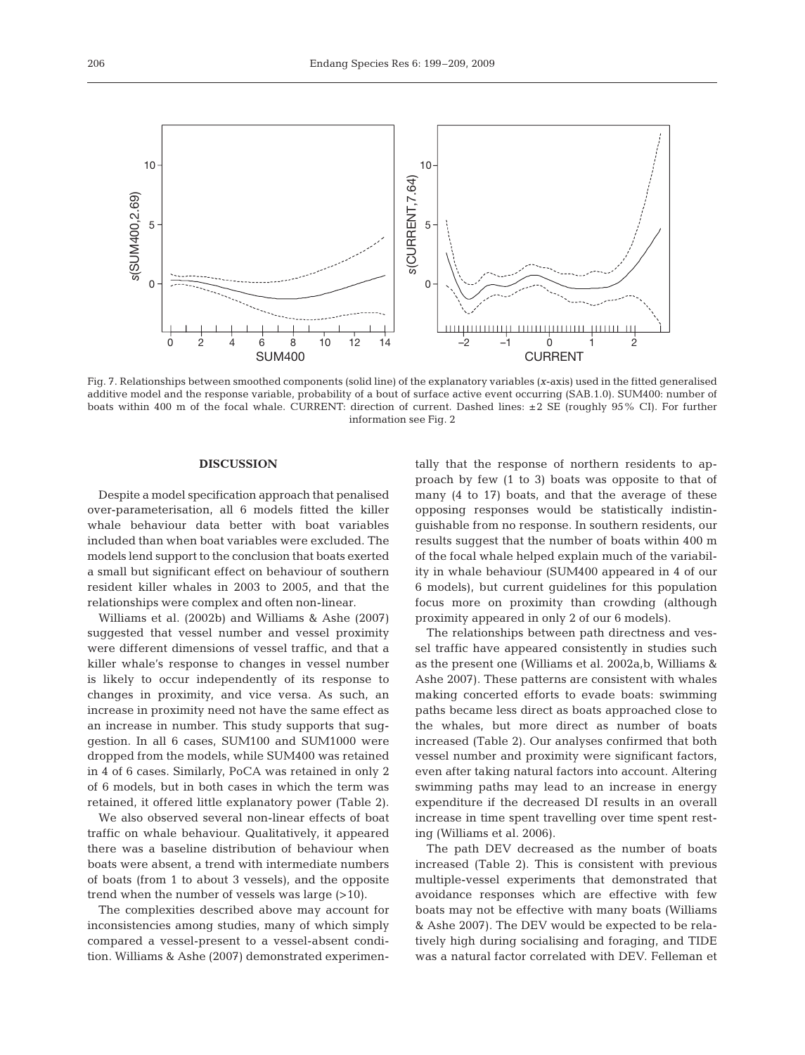Fig. 7. Relationships between smoothed components (solid line) of the explanatory variables (*x*-axis) used in the fitted generalised additive model and the response variable, probability of a bout of surface active event occurring (SAB.1.0). SUM400: number of boats within 400 m of the focal whale. CURRENT: direction of current. Dashed lines: ±2 SE (roughly 95% CI). For further information see Fig. 2

## DISCUSSION

Despite a model specification approach that penalised over-parameterisation, all 6 models fitted the killer whale behaviour data better with boat variables included than when boat variables were excluded. The models lend support to the conclusion that boats exerted a small but significant effect on behaviour of southern resident killer whales in 2003 to 2005, and that the relationships were complex and often non-linear.

Williams et al. (2002b) and Williams & Ashe (2007) suggested that vessel number and vessel proximity were different dimensions of vessel traffic, and that a killer whale's response to changes in vessel number is likely to occur independently of its response to changes in proximity, and vice versa. As such, an increase in proximity need not have the same effect as an increase in number. This study supports that suggestion. In all 6 cases, SUM100 and SUM1000 were dropped from the models, while SUM400 was retained in 4 of 6 cases. Similarly, PoCA was retained in only 2 of 6 models, but in both cases in which the term was retained, it offered little explanatory power (Table 2).

We also observed several non-linear effects of boat traffic on whale behaviour. Qualitatively, it appeared there was a baseline distribution of behaviour when boats were absent, a trend with intermediate numbers of boats (from 1 to about 3 vessels), and the opposite trend when the number of vessels was large (>10).

The complexities described above may account for inconsistencies among studies, many of which simply compared a vessel-present to a vessel-absent condition. Williams & Ashe (2007) demonstrated experimentally that the response of northern residents to approach by few (1 to 3) boats was opposite to that of many (4 to 17) boats, and that the average of these opposing responses would be statistically indistinguishable from no response. In southern residents, our results suggest that the number of boats within 400 m of the focal whale helped explain much of the variability in whale behaviour (SUM400 appeared in 4 of our 6 models), but current guidelines for this population focus more on proximity than crowding (although proximity appeared in only 2 of our 6 models).

The relationships between path directness and vessel traffic have appeared consistently in studies such as the present one (Williams et al. 2002a,b, Williams & Ashe 2007). These patterns are consistent with whales making concerted efforts to evade boats: swimming paths became less direct as boats approached close to the whales, but more direct as number of boats increased (Table 2). Our analyses confirmed that both vessel number and proximity were significant factors, even after taking natural factors into account. Altering swimming paths may lead to an increase in energy expenditure if the decreased DI results in an overall increase in time spent travelling over time spent resting (Williams et al. 2006).

The path DEV decreased as the number of boats increased (Table 2). This is consistent with previous multiple-vessel experiments that demonstrated that avoidance responses which are effective with few boats may not be effective with many boats (Williams & Ashe 2007). The DEV would be expected to be relatively high during socialising and foraging, and TIDE was a natural factor correlated with DEV. Felleman et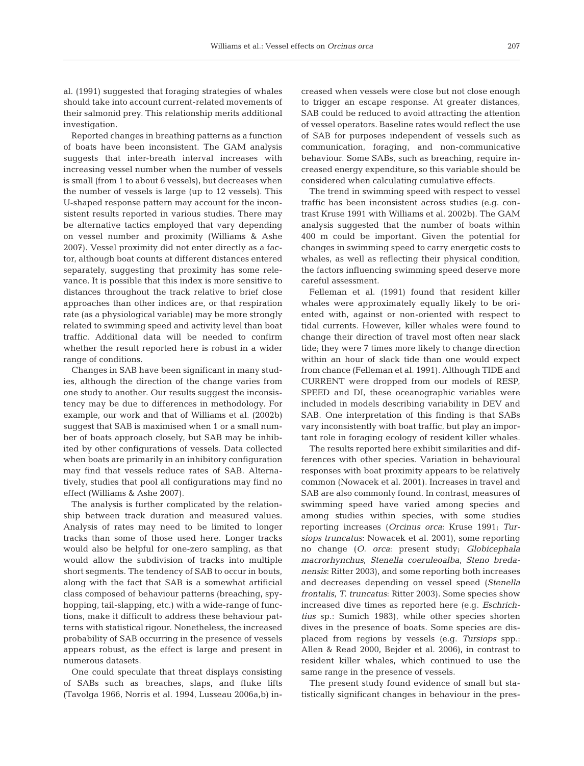al. (1991) suggested that foraging strategies of whales should take into account current-related movements of their salmonid prey. This relationship merits additional investigation.

Reported changes in breathing patterns as a function of boats have been inconsistent. The GAM analysis suggests that inter-breath interval increases with increasing vessel number when the number of vessels is small (from 1 to about 6 vessels), but decreases when the number of vessels is large (up to 12 vessels). This U-shaped response pattern may account for the inconsistent results reported in various studies. There may be alternative tactics employed that vary depending on vessel number and proximity (Williams & Ashe 2007). Vessel proximity did not enter directly as a factor, although boat counts at different distances entered separately, suggesting that proximity has some relevance. It is possible that this index is more sensitive to distances throughout the track relative to brief close approaches than other indices are, or that respiration rate (as a physiological variable) may be more strongly related to swimming speed and activity level than boat traffic. Additional data will be needed to confirm whether the result reported here is robust in a wider range of conditions.

Changes in SAB have been significant in many studies, although the direction of the change varies from one study to another. Our results suggest the inconsistency may be due to differences in methodology. For example, our work and that of Williams et al. (2002b) suggest that SAB is maximised when 1 or a small number of boats approach closely, but SAB may be inhibited by other configurations of vessels. Data collected when boats are primarily in an inhibitory configuration may find that vessels reduce rates of SAB. Alternatively, studies that pool all configurations may find no effect (Williams & Ashe 2007).

The analysis is further complicated by the relationship between track duration and measured values. Analysis of rates may need to be limited to longer tracks than some of those used here. Longer tracks would also be helpful for one-zero sampling, as that would allow the subdivision of tracks into multiple short segments. The tendency of SAB to occur in bouts, along with the fact that SAB is a somewhat artificial class composed of behaviour patterns (breaching, spyhopping, tail-slapping, etc.) with a wide-range of functions, make it difficult to address these behaviour patterns with statistical rigour. Nonetheless, the increased probability of SAB occurring in the presence of vessels appears robust, as the effect is large and present in numerous datasets.

One could speculate that threat displays consisting of SABs such as breaches, slaps, and fluke lifts (Tavolga 1966, Norris et al. 1994, Lusseau 2006a,b) increased when vessels were close but not close enough to trigger an escape response. At greater distances, SAB could be reduced to avoid attracting the attention of vessel operators. Baseline rates would reflect the use of SAB for purposes independent of vessels such as communication, foraging, and non-communicative behaviour. Some SABs, such as breaching, require increased energy expenditure, so this variable should be considered when calculating cumulative effects.

The trend in swimming speed with respect to vessel traffic has been inconsistent across studies (e.g. contrast Kruse 1991 with Williams et al. 2002b). The GAM analysis suggested that the number of boats within 400 m could be important. Given the potential for changes in swimming speed to carry energetic costs to whales, as well as reflecting their physical condition, the factors influencing swimming speed deserve more careful assessment.

Felleman et al. (1991) found that resident killer whales were approximately equally likely to be oriented with, against or non-oriented with respect to tidal currents. However, killer whales were found to change their direction of travel most often near slack tide; they were 7 times more likely to change direction within an hour of slack tide than one would expect from chance (Felleman et al. 1991). Although TIDE and CURRENT were dropped from our models of RESP, SPEED and DI, these oceanographic variables were included in models describing variability in DEV and SAB. One interpretation of this finding is that SABs vary inconsistently with boat traffic, but play an important role in foraging ecology of resident killer whales.

The results reported here exhibit similarities and differences with other species. Variation in behavioural responses with boat proximity appears to be relatively common (Nowacek et al. 2001). Increases in travel and SAB are also commonly found. In contrast, measures of swimming speed have varied among species and among studies within species, with some studies reporting increases (*Orcinus orca*: Kruse 1991; *Tursiops truncatus*: Nowacek et al. 2001), some reporting no change (*O. orca*: present study; *Globicephala macrorhynchus*, *Stenella coeruleoalba*, *Steno bredanensis*: Ritter 2003), and some reporting both increases and decreases depending on vessel speed (*Stenella frontalis*, *T. truncatus*: Ritter 2003). Some species show increased dive times as reported here (e.g. *Eschrichtius* sp.: Sumich 1983), while other species shorten dives in the presence of boats. Some species are displaced from regions by vessels (e.g. *Tursiops* spp.: Allen & Read 2000, Bejder et al. 2006), in contrast to resident killer whales, which continued to use the same range in the presence of vessels.

The present study found evidence of small but statistically significant changes in behaviour in the pres-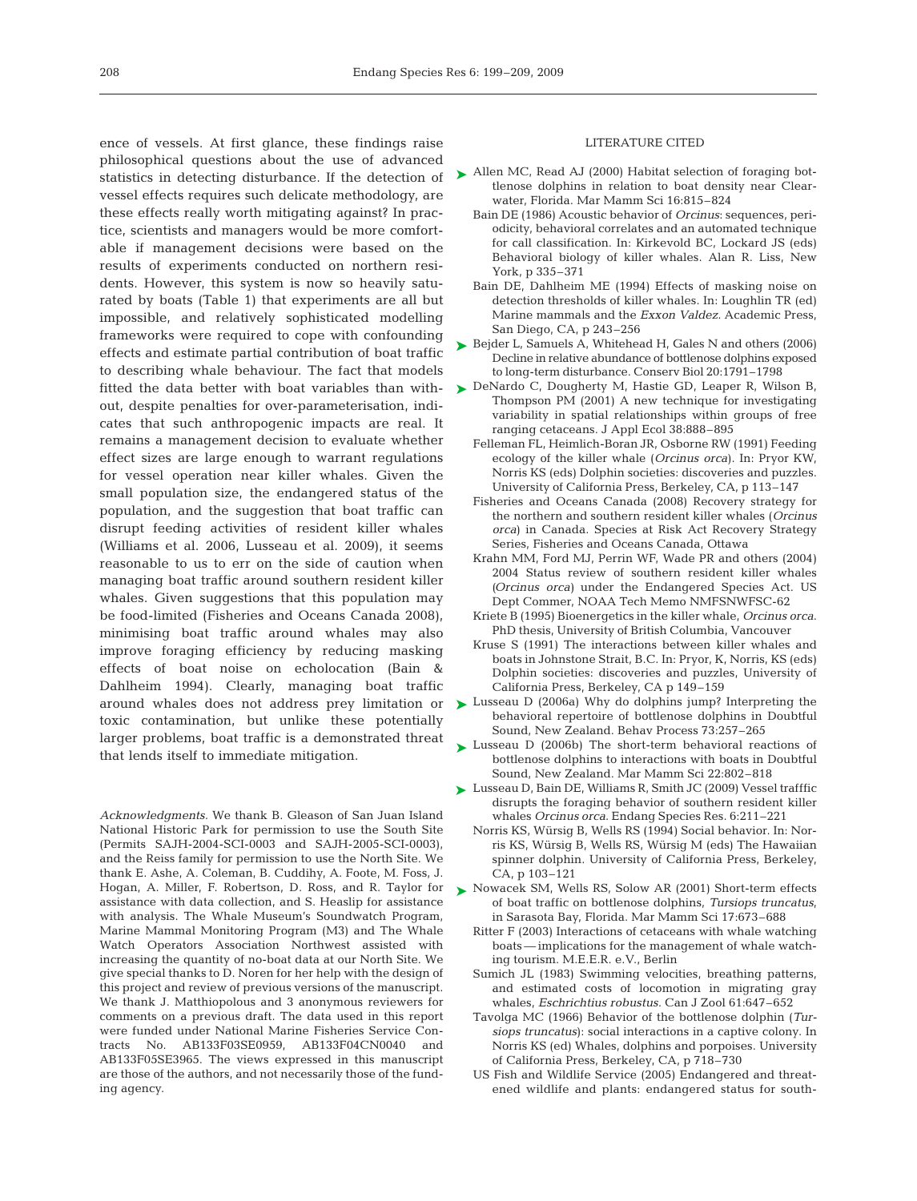ence of vessels. At first glance, these findings raise philosophical questions about the use of advanced statistics in detecting disturbance. If the detection of vessel effects requires such delicate methodology, are these effects really worth mitigating against? In practice, scientists and managers would be more comfortable if management decisions were based on the results of experiments conducted on northern residents. However, this system is now so heavily saturated by boats (Table 1) that experiments are all but impossible, and relatively sophisticated modelling frameworks were required to cope with confounding effects and estimate partial contribution of boat traffic to describing whale behaviour. The fact that models fitted the data better with boat variables than without, despite penalties for over-parameterisation, indicates that such anthropogenic impacts are real. It remains a management decision to evaluate whether effect sizes are large enough to warrant regulations for vessel operation near killer whales. Given the small population size, the endangered status of the population, and the suggestion that boat traffic can disrupt feeding activities of resident killer whales (Williams et al. 2006, Lusseau et al. 2009), it seems reasonable to us to err on the side of caution when managing boat traffic around southern resident killer whales. Given suggestions that this population may be food-limited (Fisheries and Oceans Canada 2008), minimising boat traffic around whales may also improve foraging efficiency by reducing masking effects of boat noise on echolocation (Bain & Dahlheim 1994). Clearly, managing boat traffic around whales does not address prey limitation or toxic contamination, but unlike these potentially larger problems, boat traffic is a demonstrated threat that lends itself to immediate mitigation.

*Acknowledgments.* We thank B. Gleason of San Juan Island National Historic Park for permission to use the South Site (Permits SAJH-2004-SCI-0003 and SAJH-2005-SCI-0003), and the Reiss family for permission to use the North Site. We thank E. Ashe, A. Coleman, B. Cuddihy, A. Foote, M. Foss, J. Hogan, A. Miller, F. Robertson, D. Ross, and R. Taylor for assistance with data collection, and S. Heaslip for assistance with analysis. The Whale Museum's Soundwatch Program, Marine Mammal Monitoring Program (M3) and The Whale Watch Operators Association Northwest assisted with increasing the quantity of no-boat data at our North Site. We give special thanks to D. Noren for her help with the design of this project and review of previous versions of the manuscript. We thank J. Matthiopolous and 3 anonymous reviewers for comments on a previous draft. The data used in this report were funded under National Marine Fisheries Service Contracts No. AB133F03SE0959, AB133F04CN0040 and AB133F05SE3965. The views expressed in this manuscript are those of the authors, and not necessarily those of the funding agency.

## LITERATURE CITED

- Allen MC, Read AJ (2000) Habitat selection of foraging bottlenose dolphins in relation to boat density near Clearwater, Florida. Mar Mamm Sci 16:815–824
- Bain DE (1986) Acoustic behavior of *Orcinus*: sequences, periodicity, behavioral correlates and an automated technique for call classification. In: Kirkevold BC, Lockard JS (eds) Behavioral biology of killer whales. Alan R. Liss, New York, p 335–371
- Bain DE, Dahlheim ME (1994) Effects of masking noise on detection thresholds of killer whales. In: Loughlin TR (ed) Marine mammals and the *Exxon Valdez*. Academic Press, San Diego, CA, p 243–256
- Bejder L, Samuels A, Whitehead H, Gales N and others (2006) Decline in relative abundance of bottlenose dolphins exposed to long-term disturbance. Conserv Biol 20:1791–1798
- DeNardo C, Dougherty M, Hastie GD, Leaper R, Wilson B, Thompson PM (2001) A new technique for investigating variability in spatial relationships within groups of free ranging cetaceans. J Appl Ecol 38:888–895
- Felleman FL, Heimlich-Boran JR, Osborne RW (1991) Feeding ecology of the killer whale (*Orcinus orca*). In: Pryor KW, Norris KS (eds) Dolphin societies: discoveries and puzzles. University of California Press, Berkeley, CA, p 113–147
- Fisheries and Oceans Canada (2008) Recovery strategy for the northern and southern resident killer whales (*Orcinus orca*) in Canada. Species at Risk Act Recovery Strategy Series, Fisheries and Oceans Canada, Ottawa
- Krahn MM, Ford MJ, Perrin WF, Wade PR and others (2004) 2004 Status review of southern resident killer whales (*Orcinus orca*) under the Endangered Species Act. US Dept Commer, NOAA Tech Memo NMFSNWFSC-62
- Kriete B (1995) Bioenergetics in the killer whale, *Orcinus orca*. PhD thesis, University of British Columbia, Vancouver
- Kruse S (1991) The interactions between killer whales and boats in Johnstone Strait, B.C. In: Pryor, K, Norris, KS (eds) Dolphin societies: discoveries and puzzles, University of California Press, Berkeley, CA p 149–159
- Lusseau D (2006a) Why do dolphins jump? Interpreting the behavioral repertoire of bottlenose dolphins in Doubtful Sound, New Zealand. Behav Process 73:257–265
- Lusseau D (2006b) The short-term behavioral reactions of bottlenose dolphins to interactions with boats in Doubtful Sound, New Zealand. Mar Mamm Sci 22:802–818
- Lusseau D, Bain DE, Williams R, Smith JC (2009) Vessel trafffic disrupts the foraging behavior of southern resident killer whales *Orcinus orca*. Endang Species Res. 6:211–221
- Norris KS, Würsig B, Wells RS (1994) Social behavior. In: Norris KS, Würsig B, Wells RS, Würsig M (eds) The Hawaiian spinner dolphin. University of California Press, Berkeley, CA, p 103–121
- Nowacek SM, Wells RS, Solow AR (2001) Short-term effects of boat traffic on bottlenose dolphins, *Tursiops truncatus*, in Sarasota Bay, Florida. Mar Mamm Sci 17:673–688
- Ritter F (2003) Interactions of cetaceans with whale watching boats — implications for the management of whale watching tourism. M.E.E.R. e.V., Berlin
- Sumich JL (1983) Swimming velocities, breathing patterns, and estimated costs of locomotion in migrating gray whales, *Eschrichtius robustus*. Can J Zool 61:647–652
- Tavolga MC (1966) Behavior of the bottlenose dolphin (*Tursiops truncatus*): social interactions in a captive colony. In Norris KS (ed) Whales, dolphins and porpoises. University of California Press, Berkeley, CA, p 718–730
- US Fish and Wildlife Service (2005) Endangered and threatened wildlife and plants: endangered status for south-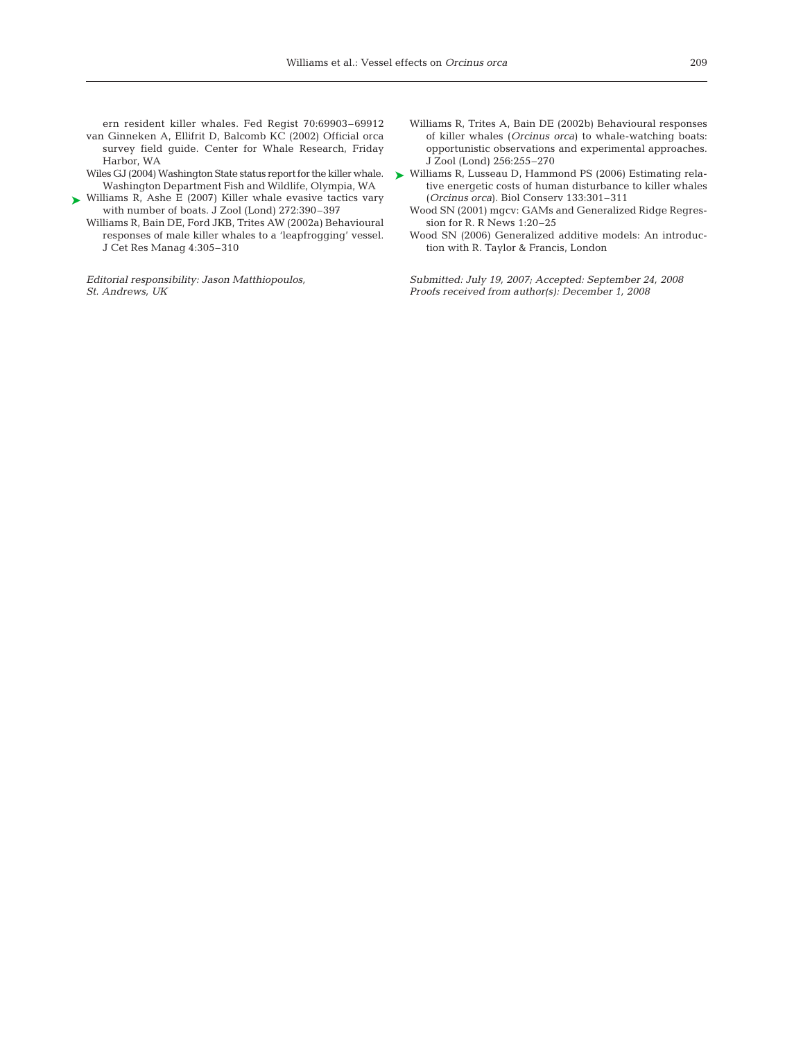ern resident killer whales. Fed Regist 70:69903–69912

van Ginneken A, Ellifrit D, Balcomb KC (2002) Official orca survey field guide. Center for Whale Research, Friday Harbor, WA

Wiles GJ (2004) Washington State status report for the killer whale. Washington Department Fish and Wildlife, Olympia, WA

Williams R, Ashe E (2007) Killer whale evasive tactics vary with number of boats. J Zool (Lond) 272:390–397

Williams R, Bain DE, Ford JKB, Trites AW (2002a) Behavioural responses of male killer whales to a 'leapfrogging' vessel. J Cet Res Manag 4:305–310

Williams R, Trites A, Bain DE (2002b) Behavioural responses of killer whales (*Orcinus orca*) to whale-watching boats: opportunistic observations and experimental approaches. J Zool (Lond) 256:255–270

Williams R, Lusseau D, Hammond PS (2006) Estimating relative energetic costs of human disturbance to killer whales (*Orcinus orca*). Biol Conserv 133:301–311

Wood SN (2001) mgcv: GAMs and Generalized Ridge Regression for R. R News 1:20–25

Wood SN (2006) Generalized additive models: An introduction with R. Taylor & Francis, London

*Editorial responsibility: Jason Matthiopoulos, St. Andrews, UK*

*Submitted: July 19, 2007; Accepted: September 24, 2008*
*Proofs received from author(s): December 1, 2008*